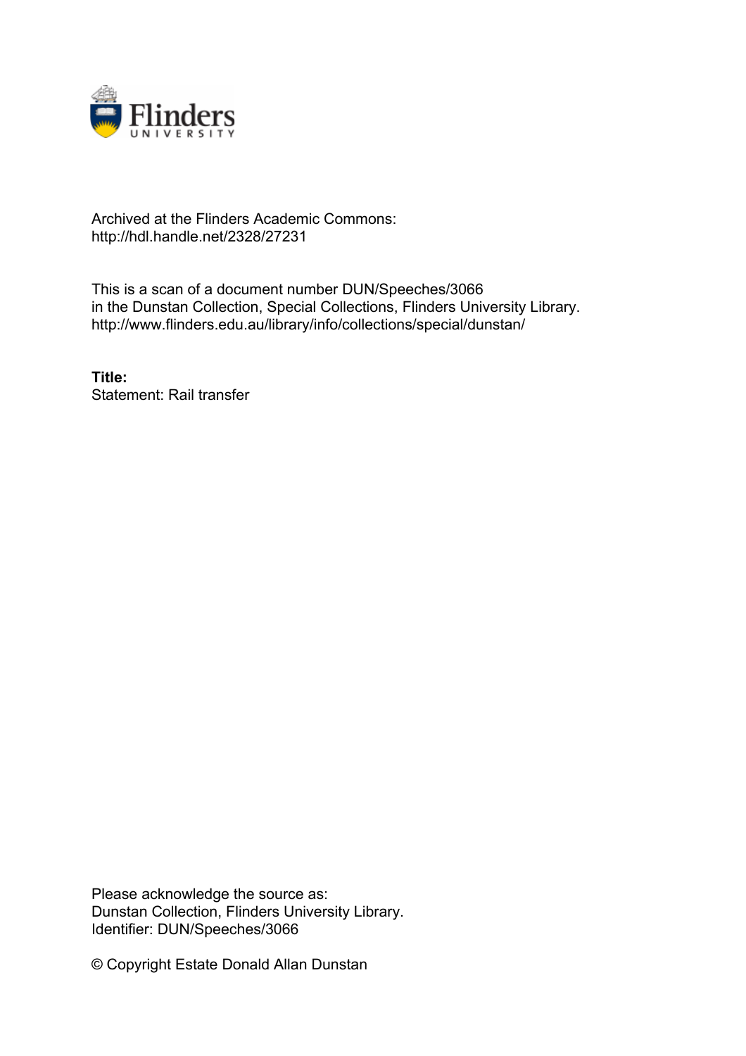Archived at the Flinders Academic Commons:
http://hdl.handle.net/2328/27231

This is a scan of a document number DUN/Speeches/3066
in the Dunstan Collection, Special Collections, Flinders University Library.
http://www.flinders.edu.au/library/info/collections/special/dunstan/

**Title:**
Statement: Rail transfer

Please acknowledge the source as:
Dunstan Collection, Flinders University Library.
Identifier: DUN/Speeches/3066

© Copyright Estate Donald Allan Dunstan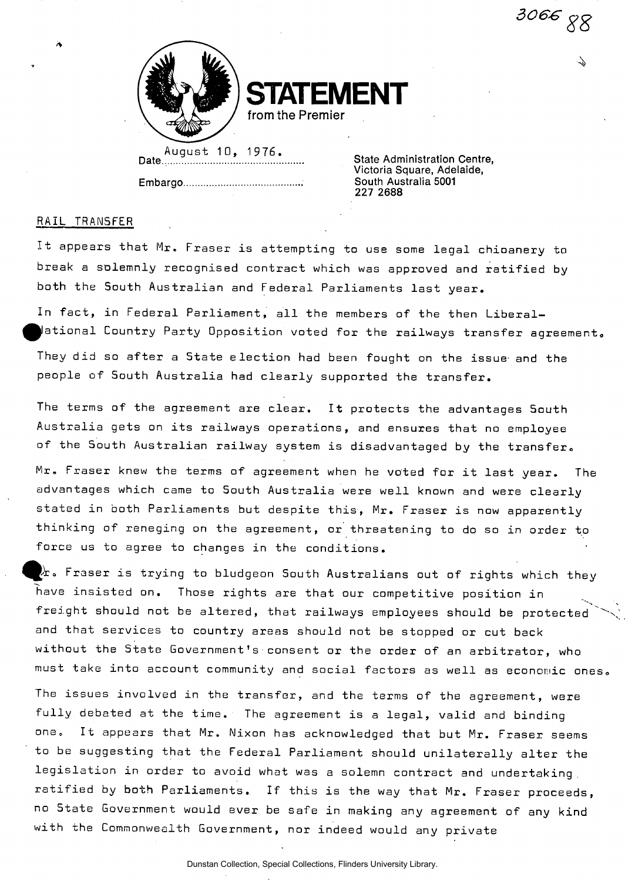# STATEMENT

from the Premier

Date August 10, 1976.

Embargo...........................................

State Administration Centre,
Victoria Square, Adelaide,
South Australia 5001
227 2688

## RAIL TRANSFER

It appears that Mr. Fraser is attempting to use some legal chicanery to break a solemnly recognised contract which was approved and ratified by both the South Australian and Federal Parliaments last year.

In fact, in Federal Parliament, all the members of the then Liberal-National Country Party Opposition voted for the railways transfer agreement. They did so after a State election had been fought on the issue and the people of South Australia had clearly supported the transfer.

The terms of the agreement are clear. It protects the advantages South Australia gets on its railways operations, and ensures that no employee of the South Australian railway system is disadvantaged by the transfer.

Mr. Fraser knew the terms of agreement when he voted for it last year. The advantages which came to South Australia were well known and were clearly stated in both Parliaments but despite this, Mr. Fraser is now apparently thinking of reneging on the agreement, or threatening to do so in order to force us to agree to changes in the conditions.

Mr. Fraser is trying to bludgeon South Australians out of rights which they have insisted on. Those rights are that our competitive position in freight should not be altered, that railways employees should be protected and that services to country areas should not be stopped or cut back without the State Government's consent or the order of an arbitrator, who must take into account community and social factors as well as economic ones.

The issues involved in the transfer, and the terms of the agreement, were fully debated at the time. The agreement is a legal, valid and binding one. It appears that Mr. Nixon has acknowledged that but Mr. Fraser seems to be suggesting that the Federal Parliament should unilaterally alter the legislation in order to avoid what was a solemn contract and undertaking ratified by both Parliaments. If this is the way that Mr. Fraser proceeds, no State Government would ever be safe in making any agreement of any kind with the Commonwealth Government, nor indeed would any private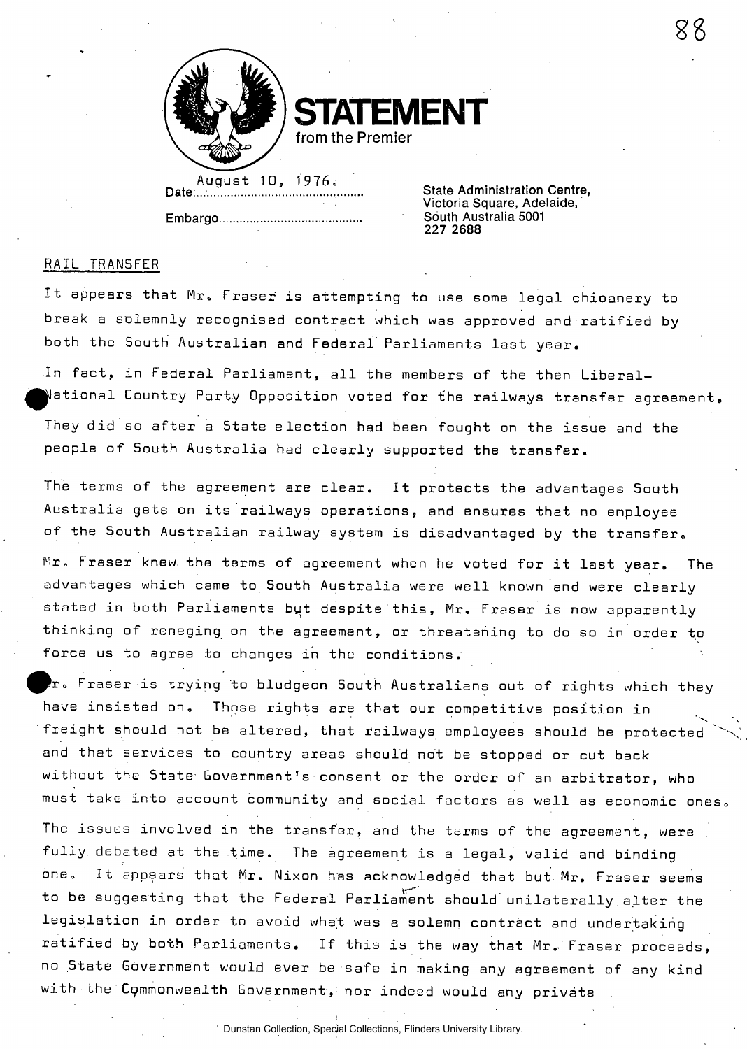**STATEMENT**
from the Premier

Date: August 10, 1976.

Embargo..........................................

State Administration Centre,
Victoria Square, Adelaide,
South Australia 5001
227 2688

RAIL TRANSFER

It appears that Mr. Fraser is attempting to use some legal chicanery to break a solemnly recognised contract which was approved and ratified by both the South Australian and Federal Parliaments last year.

In fact, in Federal Parliament, all the members of the then Liberal-National Country Party Opposition voted for the railways transfer agreement. They did so after a State election had been fought on the issue and the people of South Australia had clearly supported the transfer.

The terms of the agreement are clear. It protects the advantages South Australia gets on its railways operations, and ensures that no employee of the South Australian railway system is disadvantaged by the transfer.

Mr. Fraser knew the terms of agreement when he voted for it last year. The advantages which came to South Australia were well known and were clearly stated in both Parliaments but despite this, Mr. Fraser is now apparently thinking of reneging on the agreement, or threatening to do so in order to force us to agree to changes in the conditions.

Mr. Fraser is trying to bludgeon South Australians out of rights which they have insisted on. Those rights are that our competitive position in freight should not be altered, that railways employees should be protected and that services to country areas should not be stopped or cut back without the State Government's consent or the order of an arbitrator, who must take into account community and social factors as well as economic ones.

The issues involved in the transfer, and the terms of the agreement, were fully debated at the time. The agreement is a legal, valid and binding one. It appears that Mr. Nixon has acknowledged that but Mr. Fraser seems to be suggesting that the Federal Parliament should unilaterally alter the legislation in order to avoid what was a solemn contract and undertaking ratified by both Parliaments. If this is the way that Mr. Fraser proceeds, no State Government would ever be safe in making any agreement of any kind with the Commonwealth Government, nor indeed would any private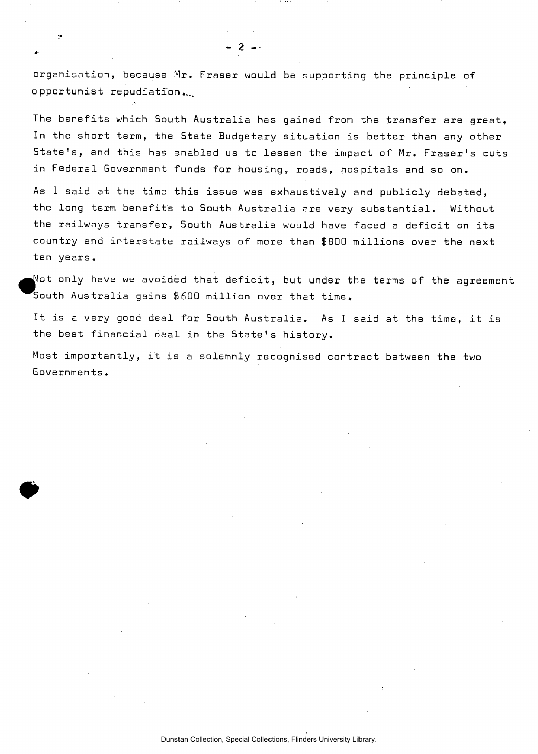organisation, because Mr. Fraser would be supporting the principle of opportunist repudiation.

The benefits which South Australia has gained from the transfer are great. In the short term, the State Budgetary situation is better than any other State's, and this has enabled us to lessen the impact of Mr. Fraser's cuts in Federal Government funds for housing, roads, hospitals and so on.

As I said at the time this issue was exhaustively and publicly debated, the long term benefits to South Australia are very substantial. Without the railways transfer, South Australia would have faced a deficit on its country and interstate railways of more than $800 millions over the next ten years.

Not only have we avoided that deficit, but under the terms of the agreement South Australia gains $600 million over that time.

It is a very good deal for South Australia. As I said at the time, it is the best financial deal in the State's history.

Most importantly, it is a solemnly recognised contract between the two Governments.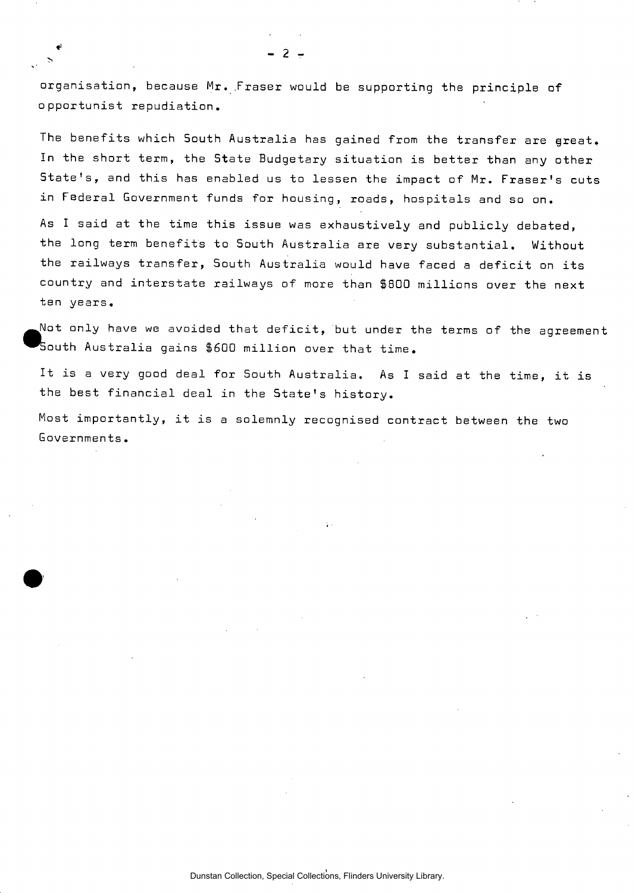organisation, because Mr. Fraser would be supporting the principle of opportunist repudiation.

The benefits which South Australia has gained from the transfer are great. In the short term, the State Budgetary situation is better than any other State's, and this has enabled us to lessen the impact of Mr. Fraser's cuts in Federal Government funds for housing, roads, hospitals and so on.

As I said at the time this issue was exhaustively and publicly debated, the long term benefits to South Australia are very substantial. Without the railways transfer, South Australia would have faced a deficit on its country and interstate railways of more than $800 millions over the next ten years.

Not only have we avoided that deficit, but under the terms of the agreement South Australia gains $600 million over that time.

It is a very good deal for South Australia. As I said at the time, it is the best financial deal in the State's history.

Most importantly, it is a solemnly recognised contract between the two Governments.

Dunstan Collection, Special Collections, Flinders University Library.